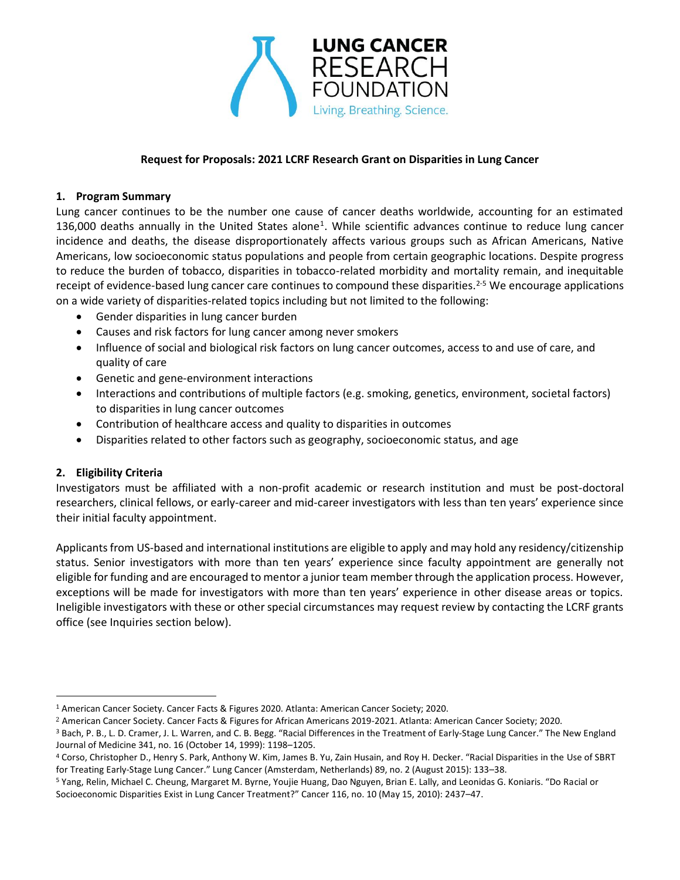**Request for Proposals: 2021 LCRF Research Grant on Disparities in Lung Cancer**

## 1. Program Summary

Lung cancer continues to be the number one cause of cancer deaths worldwide, accounting for an estimated 136,000 deaths annually in the United States alone[1]. While scientific advances continue to reduce lung cancer incidence and deaths, the disease disproportionately affects various groups such as African Americans, Native Americans, low socioeconomic status populations and people from certain geographic locations. Despite progress to reduce the burden of tobacco, disparities in tobacco-related morbidity and mortality remain, and inequitable receipt of evidence-based lung cancer care continues to compound these disparities.[2-5] We encourage applications on a wide variety of disparities-related topics including but not limited to the following:

- Gender disparities in lung cancer burden
- Causes and risk factors for lung cancer among never smokers
- Influence of social and biological risk factors on lung cancer outcomes, access to and use of care, and quality of care
- Genetic and gene-environment interactions
- Interactions and contributions of multiple factors (e.g. smoking, genetics, environment, societal factors) to disparities in lung cancer outcomes
- Contribution of healthcare access and quality to disparities in outcomes
- Disparities related to other factors such as geography, socioeconomic status, and age

## 2. Eligibility Criteria

Investigators must be affiliated with a non-profit academic or research institution and must be post-doctoral researchers, clinical fellows, or early-career and mid-career investigators with less than ten years' experience since their initial faculty appointment.

Applicants from US-based and international institutions are eligible to apply and may hold any residency/citizenship status. Senior investigators with more than ten years' experience since faculty appointment are generally not eligible for funding and are encouraged to mentor a junior team member through the application process. However, exceptions will be made for investigators with more than ten years' experience in other disease areas or topics. Ineligible investigators with these or other special circumstances may request review by contacting the LCRF grants office (see Inquiries section below).

---

[1] American Cancer Society. Cancer Facts & Figures 2020. Atlanta: American Cancer Society; 2020.

[2] American Cancer Society. Cancer Facts & Figures for African Americans 2019-2021. Atlanta: American Cancer Society; 2020.

[3] Bach, P. B., L. D. Cramer, J. L. Warren, and C. B. Begg. "Racial Differences in the Treatment of Early-Stage Lung Cancer." The New England Journal of Medicine 341, no. 16 (October 14, 1999): 1198–1205.

[4] Corso, Christopher D., Henry S. Park, Anthony W. Kim, James B. Yu, Zain Husain, and Roy H. Decker. "Racial Disparities in the Use of SBRT for Treating Early-Stage Lung Cancer." Lung Cancer (Amsterdam, Netherlands) 89, no. 2 (August 2015): 133–38.

[5] Yang, Relin, Michael C. Cheung, Margaret M. Byrne, Youjie Huang, Dao Nguyen, Brian E. Lally, and Leonidas G. Koniaris. "Do Racial or Socioeconomic Disparities Exist in Lung Cancer Treatment?" Cancer 116, no. 10 (May 15, 2010): 2437–47.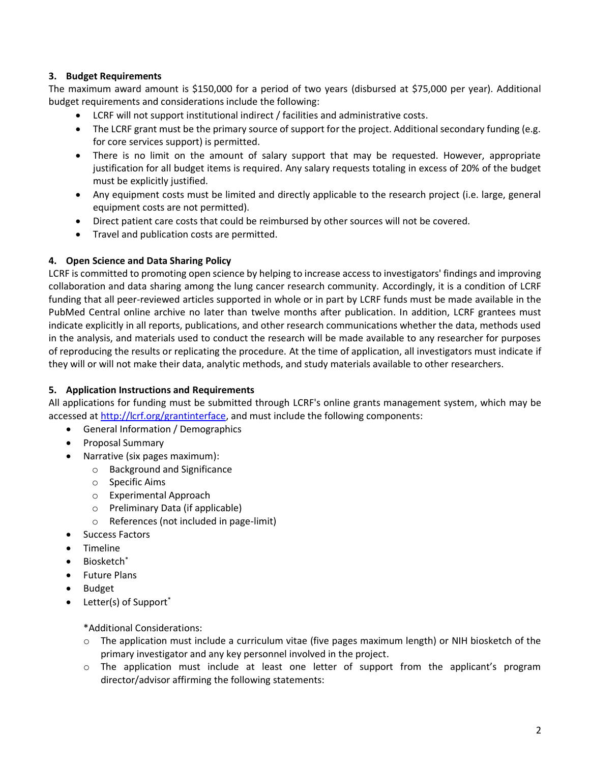### 3. Budget Requirements

The maximum award amount is $150,000 for a period of two years (disbursed at $75,000 per year). Additional budget requirements and considerations include the following:

- LCRF will not support institutional indirect / facilities and administrative costs.
- The LCRF grant must be the primary source of support for the project. Additional secondary funding (e.g. for core services support) is permitted.
- There is no limit on the amount of salary support that may be requested. However, appropriate justification for all budget items is required. Any salary requests totaling in excess of 20% of the budget must be explicitly justified.
- Any equipment costs must be limited and directly applicable to the research project (i.e. large, general equipment costs are not permitted).
- Direct patient care costs that could be reimbursed by other sources will not be covered.
- Travel and publication costs are permitted.

### 4. Open Science and Data Sharing Policy

LCRF is committed to promoting open science by helping to increase access to investigators' findings and improving collaboration and data sharing among the lung cancer research community. Accordingly, it is a condition of LCRF funding that all peer-reviewed articles supported in whole or in part by LCRF funds must be made available in the PubMed Central online archive no later than twelve months after publication. In addition, LCRF grantees must indicate explicitly in all reports, publications, and other research communications whether the data, methods used in the analysis, and materials used to conduct the research will be made available to any researcher for purposes of reproducing the results or replicating the procedure. At the time of application, all investigators must indicate if they will or will not make their data, analytic methods, and study materials available to other researchers.

### 5. Application Instructions and Requirements

All applications for funding must be submitted through LCRF's online grants management system, which may be accessed at [http://lcrf.org/grantinterface](http://lcrf.org/grantinterface), and must include the following components:

- General Information / Demographics
- Proposal Summary
- Narrative (six pages maximum):
  - Background and Significance
  - Specific Aims
  - Experimental Approach
  - Preliminary Data (if applicable)
  - References (not included in page-limit)
- Success Factors
- Timeline
- Biosketch*
- Future Plans
- Budget
- Letter(s) of Support*

  *Additional Considerations:
  - The application must include a curriculum vitae (five pages maximum length) or NIH biosketch of the primary investigator and any key personnel involved in the project.
  - The application must include at least one letter of support from the applicant's program director/advisor affirming the following statements: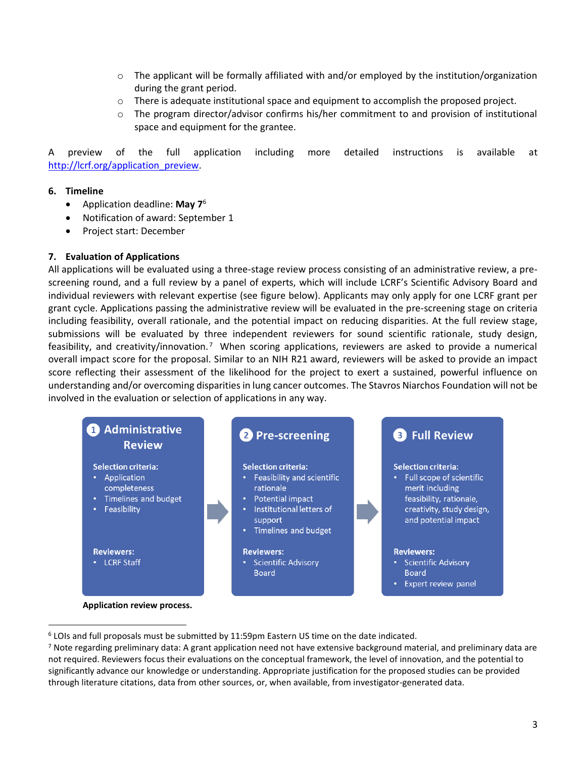- The applicant will be formally affiliated with and/or employed by the institution/organization during the grant period.
- There is adequate institutional space and equipment to accomplish the proposed project.
- The program director/advisor confirms his/her commitment to and provision of institutional space and equipment for the grantee.

A preview of the full application including more detailed instructions is available at http://lcrf.org/application_preview.

## 6. Timeline

- Application deadline: **May 7**[6]
- Notification of award: September 1
- Project start: December

## 7. Evaluation of Applications

All applications will be evaluated using a three-stage review process consisting of an administrative review, a pre-screening round, and a full review by a panel of experts, which will include LCRF's Scientific Advisory Board and individual reviewers with relevant expertise (see figure below). Applicants may only apply for one LCRF grant per grant cycle. Applications passing the administrative review will be evaluated in the pre-screening stage on criteria including feasibility, overall rationale, and the potential impact on reducing disparities. At the full review stage, submissions will be evaluated by three independent reviewers for sound scientific rationale, study design, feasibility, and creativity/innovation.[7] When scoring applications, reviewers are asked to provide a numerical overall impact score for the proposal. Similar to an NIH R21 award, reviewers will be asked to provide an impact score reflecting their assessment of the likelihood for the project to exert a sustained, powerful influence on understanding and/or overcoming disparities in lung cancer outcomes. The Stavros Niarchos Foundation will not be involved in the evaluation or selection of applications in any way.

**1 Administrative Review**

Selection criteria:
- Application completeness
- Timelines and budget
- Feasibility

Reviewers:
- LCRF Staff

**2 Pre-screening**

Selection criteria:
- Feasibility and scientific rationale
- Potential impact
- Institutional letters of support
- Timelines and budget

Reviewers:
- Scientific Advisory Board

**3 Full Review**

Selection criteria:
- Full scope of scientific merit including feasibility, rationale, creativity, study design, and potential impact

Reviewers:
- Scientific Advisory Board
- Expert review panel

**Application review process.**

---

[6] LOIs and full proposals must be submitted by 11:59pm Eastern US time on the date indicated.

[7] Note regarding preliminary data: A grant application need not have extensive background material, and preliminary data are not required. Reviewers focus their evaluations on the conceptual framework, the level of innovation, and the potential to significantly advance our knowledge or understanding. Appropriate justification for the proposed studies can be provided through literature citations, data from other sources, or, when available, from investigator-generated data.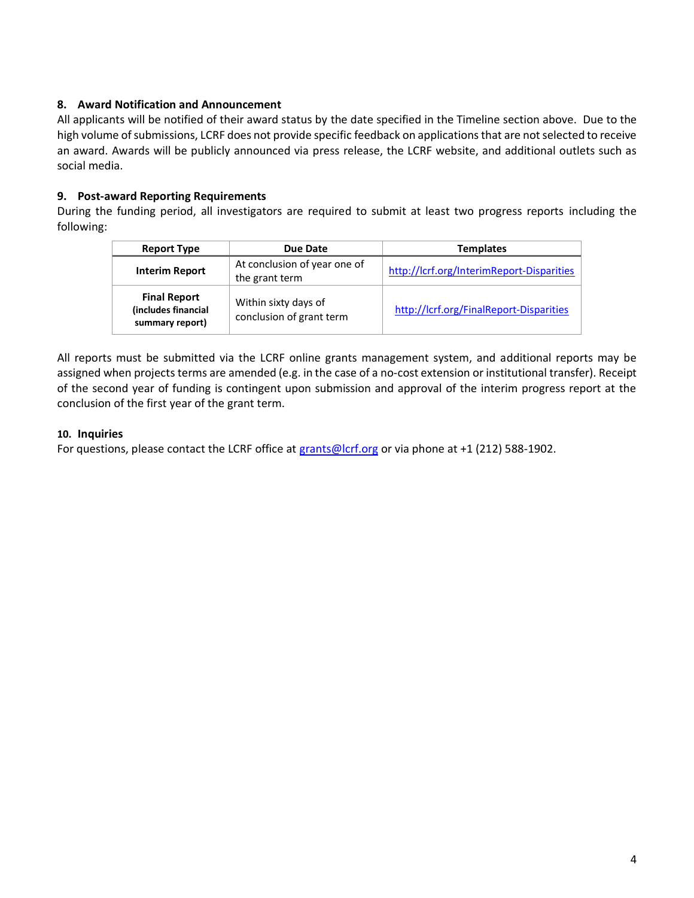## 8. Award Notification and Announcement

All applicants will be notified of their award status by the date specified in the Timeline section above. Due to the high volume of submissions, LCRF does not provide specific feedback on applications that are not selected to receive an award. Awards will be publicly announced via press release, the LCRF website, and additional outlets such as social media.

## 9. Post-award Reporting Requirements

During the funding period, all investigators are required to submit at least two progress reports including the following:

| Report Type | Due Date | Templates |
|---|---|---|
| **Interim Report** | At conclusion of year one of the grant term | http://lcrf.org/InterimReport-Disparities |
| **Final Report (includes financial summary report)** | Within sixty days of conclusion of grant term | http://lcrf.org/FinalReport-Disparities |

All reports must be submitted via the LCRF online grants management system, and additional reports may be assigned when projects terms are amended (e.g. in the case of a no-cost extension or institutional transfer). Receipt of the second year of funding is contingent upon submission and approval of the interim progress report at the conclusion of the first year of the grant term.

## 10. Inquiries

For questions, please contact the LCRF office at grants@lcrf.org or via phone at +1 (212) 588-1902.